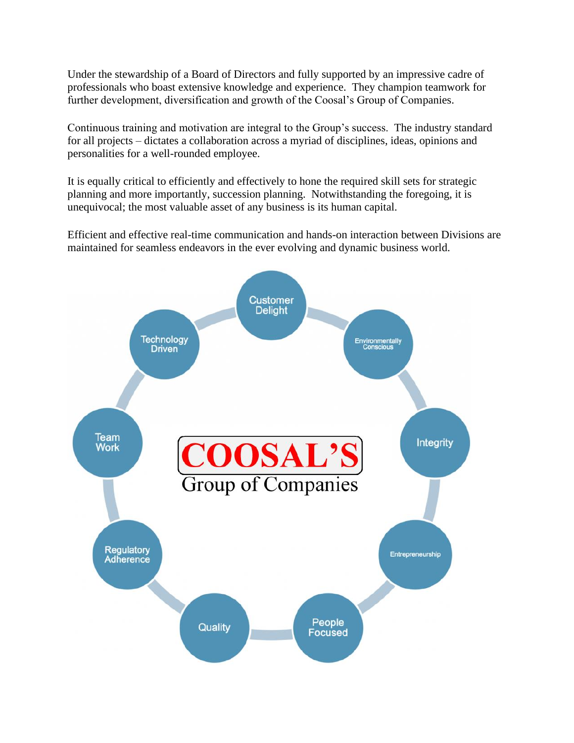Under the stewardship of a Board of Directors and fully supported by an impressive cadre of professionals who boast extensive knowledge and experience. They champion teamwork for further development, diversification and growth of the Coosal's Group of Companies.

Continuous training and motivation are integral to the Group's success. The industry standard for all projects – dictates a collaboration across a myriad of disciplines, ideas, opinions and personalities for a well-rounded employee.

It is equally critical to efficiently and effectively to hone the required skill sets for strategic planning and more importantly, succession planning. Notwithstanding the foregoing, it is unequivocal; the most valuable asset of any business is its human capital.

Efficient and effective real-time communication and hands-on interaction between Divisions are maintained for seamless endeavors in the ever evolving and dynamic business world.

**COOSAL'S**
Group of Companies

- Customer Delight
- Environmentally Conscious
- Integrity
- Entrepreneurship
- People Focused
- Quality
- Regulatory Adherence
- Team Work
- Technology Driven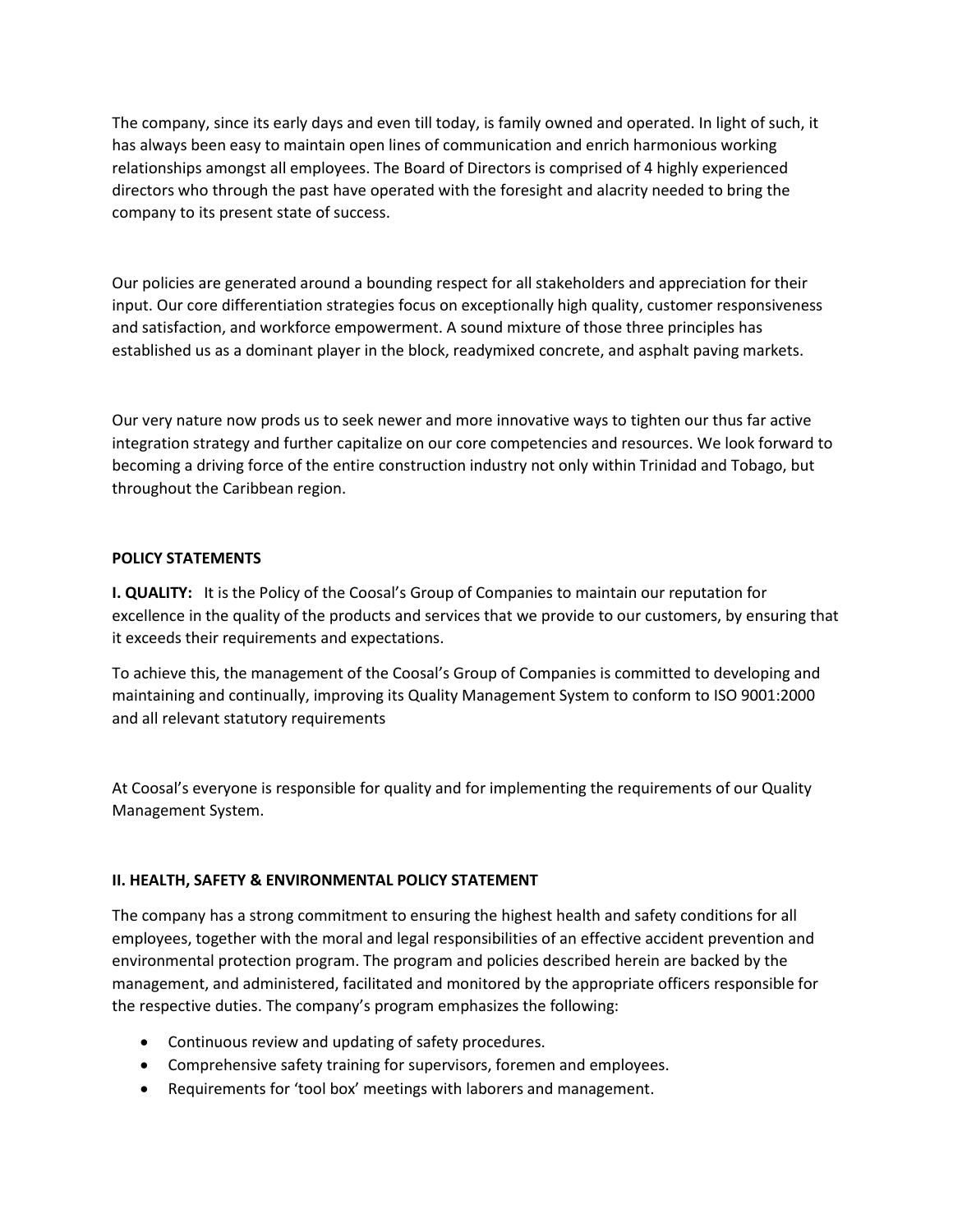The company, since its early days and even till today, is family owned and operated. In light of such, it has always been easy to maintain open lines of communication and enrich harmonious working relationships amongst all employees. The Board of Directors is comprised of 4 highly experienced directors who through the past have operated with the foresight and alacrity needed to bring the company to its present state of success.

Our policies are generated around a bounding respect for all stakeholders and appreciation for their input. Our core differentiation strategies focus on exceptionally high quality, customer responsiveness and satisfaction, and workforce empowerment. A sound mixture of those three principles has established us as a dominant player in the block, readymixed concrete, and asphalt paving markets.

Our very nature now prods us to seek newer and more innovative ways to tighten our thus far active integration strategy and further capitalize on our core competencies and resources. We look forward to becoming a driving force of the entire construction industry not only within Trinidad and Tobago, but throughout the Caribbean region.

## POLICY STATEMENTS

**I. QUALITY:** It is the Policy of the Coosal's Group of Companies to maintain our reputation for excellence in the quality of the products and services that we provide to our customers, by ensuring that it exceeds their requirements and expectations.

To achieve this, the management of the Coosal's Group of Companies is committed to developing and maintaining and continually, improving its Quality Management System to conform to ISO 9001:2000 and all relevant statutory requirements

At Coosal's everyone is responsible for quality and for implementing the requirements of our Quality Management System.

### II. HEALTH, SAFETY & ENVIRONMENTAL POLICY STATEMENT

The company has a strong commitment to ensuring the highest health and safety conditions for all employees, together with the moral and legal responsibilities of an effective accident prevention and environmental protection program. The program and policies described herein are backed by the management, and administered, facilitated and monitored by the appropriate officers responsible for the respective duties. The company's program emphasizes the following:

- Continuous review and updating of safety procedures.
- Comprehensive safety training for supervisors, foremen and employees.
- Requirements for 'tool box' meetings with laborers and management.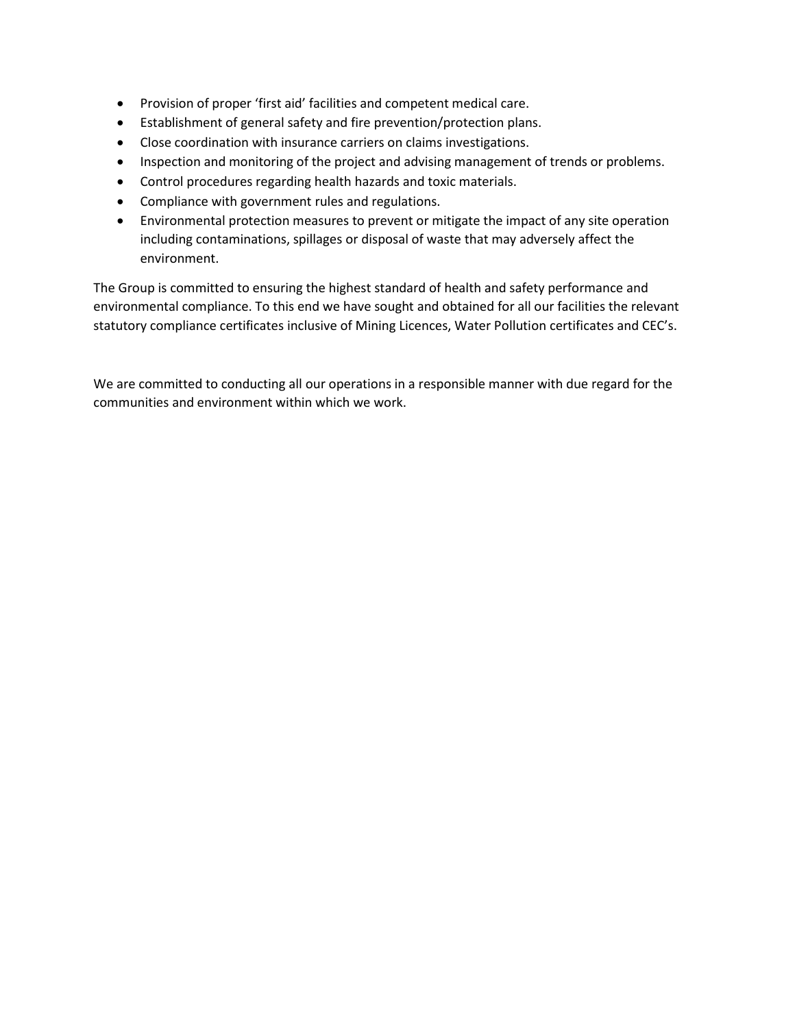- Provision of proper 'first aid' facilities and competent medical care.
- Establishment of general safety and fire prevention/protection plans.
- Close coordination with insurance carriers on claims investigations.
- Inspection and monitoring of the project and advising management of trends or problems.
- Control procedures regarding health hazards and toxic materials.
- Compliance with government rules and regulations.
- Environmental protection measures to prevent or mitigate the impact of any site operation including contaminations, spillages or disposal of waste that may adversely affect the environment.

The Group is committed to ensuring the highest standard of health and safety performance and environmental compliance. To this end we have sought and obtained for all our facilities the relevant statutory compliance certificates inclusive of Mining Licences, Water Pollution certificates and CEC's.

We are committed to conducting all our operations in a responsible manner with due regard for the communities and environment within which we work.